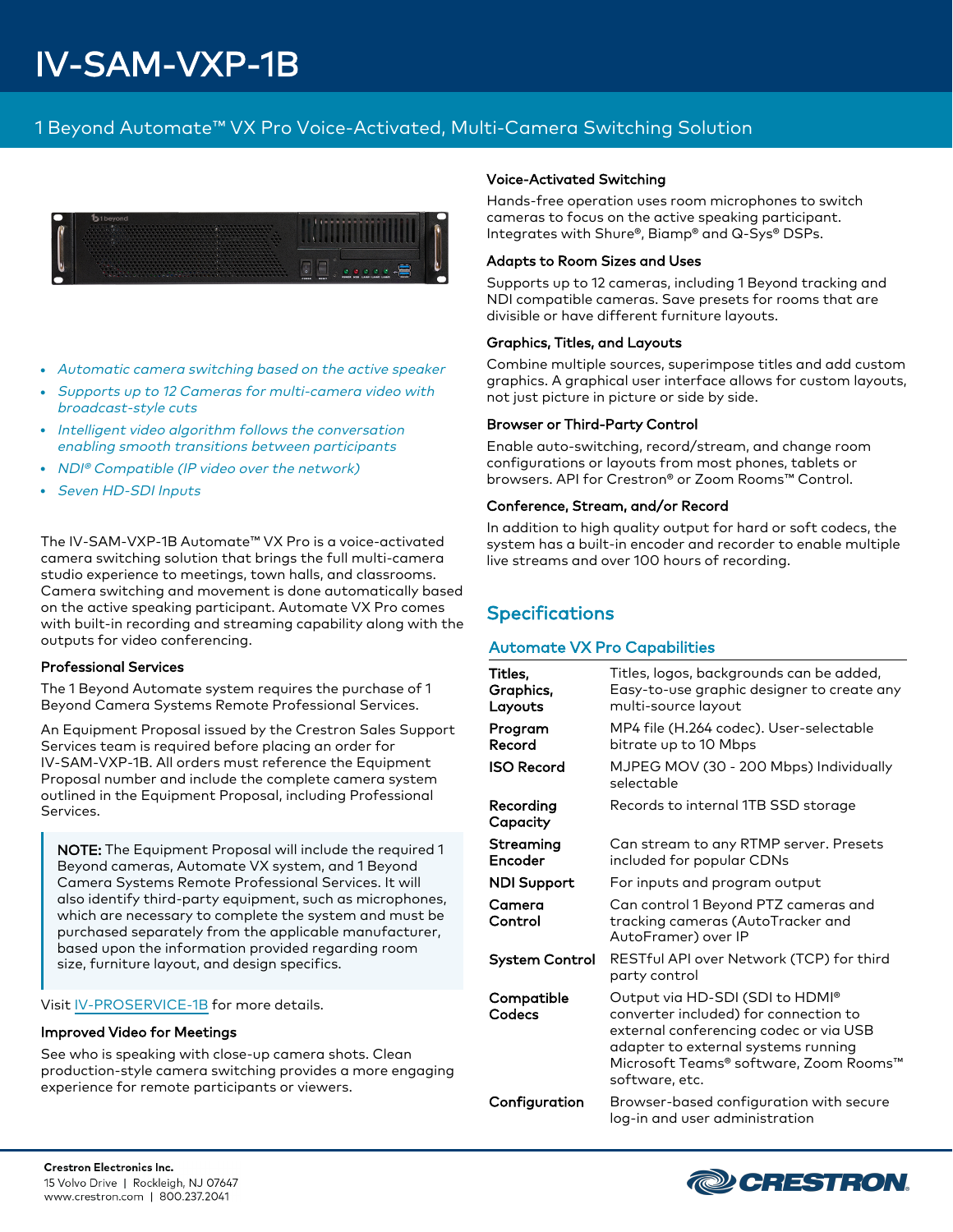# IV-SAM-VXP-1B

## 1 Beyond Automate™ VX Pro Voice-Activated, Multi-Camera Switching Solution

- *Automatic camera switching based on the active speaker*
- *Supports up to 12 Cameras for multi-camera video with broadcast-style cuts*
- *Intelligent video algorithm follows the conversation enabling smooth transitions between participants*
- *NDI® Compatible (IP video over the network)*
- *Seven HD-SDI Inputs*

The IV-SAM-VXP-1B Automate™ VX Pro is a voice-activated camera switching solution that brings the full multi-camera studio experience to meetings, town halls, and classrooms. Camera switching and movement is done automatically based on the active speaking participant. Automate VX Pro comes with built-in recording and streaming capability along with the outputs for video conferencing.

### Professional Services

The 1 Beyond Automate system requires the purchase of 1 Beyond Camera Systems Remote Professional Services.

An Equipment Proposal issued by the Crestron Sales Support Services team is required before placing an order for IV-SAM-VXP-1B. All orders must reference the Equipment Proposal number and include the complete camera system outlined in the Equipment Proposal, including Professional Services.

> NOTE: The Equipment Proposal will include the required 1 Beyond cameras, Automate VX system, and 1 Beyond Camera Systems Remote Professional Services. It will also identify third-party equipment, such as microphones, which are necessary to complete the system and must be purchased separately from the applicable manufacturer, based upon the information provided regarding room size, furniture layout, and design specifics.

Visit IV-PROSERVICE-1B for more details.

### Improved Video for Meetings

See who is speaking with close-up camera shots. Clean production-style camera switching provides a more engaging experience for remote participants or viewers.

### Voice-Activated Switching

Hands-free operation uses room microphones to switch cameras to focus on the active speaking participant. Integrates with Shure®, Biamp® and Q-Sys® DSPs.

### Adapts to Room Sizes and Uses

Supports up to 12 cameras, including 1 Beyond tracking and NDI compatible cameras. Save presets for rooms that are divisible or have different furniture layouts.

### Graphics, Titles, and Layouts

Combine multiple sources, superimpose titles and add custom graphics. A graphical user interface allows for custom layouts, not just picture in picture or side by side.

### Browser or Third-Party Control

Enable auto-switching, record/stream, and change room configurations or layouts from most phones, tablets or browsers. API for Crestron® or Zoom Rooms™ Control.

### Conference, Stream, and/or Record

In addition to high quality output for hard or soft codecs, the system has a built-in encoder and recorder to enable multiple live streams and over 100 hours of recording.

## Specifications

### Automate VX Pro Capabilities

| | |
|---|---|
| **Titles, Graphics, Layouts** | Titles, logos, backgrounds can be added, Easy-to-use graphic designer to create any multi-source layout |
| **Program Record** | MP4 file (H.264 codec). User-selectable bitrate up to 10 Mbps |
| **ISO Record** | MJPEG MOV (30 - 200 Mbps) Individually selectable |
| **Recording Capacity** | Records to internal 1TB SSD storage |
| **Streaming Encoder** | Can stream to any RTMP server. Presets included for popular CDNs |
| **NDI Support** | For inputs and program output |
| **Camera Control** | Can control 1 Beyond PTZ cameras and tracking cameras (AutoTracker and AutoFramer) over IP |
| **System Control** | RESTful API over Network (TCP) for third party control |
| **Compatible Codecs** | Output via HD-SDI (SDI to HDMI® converter included) for connection to external conferencing codec or via USB adapter to external systems running Microsoft Teams® software, Zoom Rooms™ software, etc. |
| **Configuration** | Browser-based configuration with secure log-in and user administration |

**Crestron Electronics Inc.**
15 Volvo Drive | Rockleigh, NJ 07647
www.crestron.com | 800.237.2041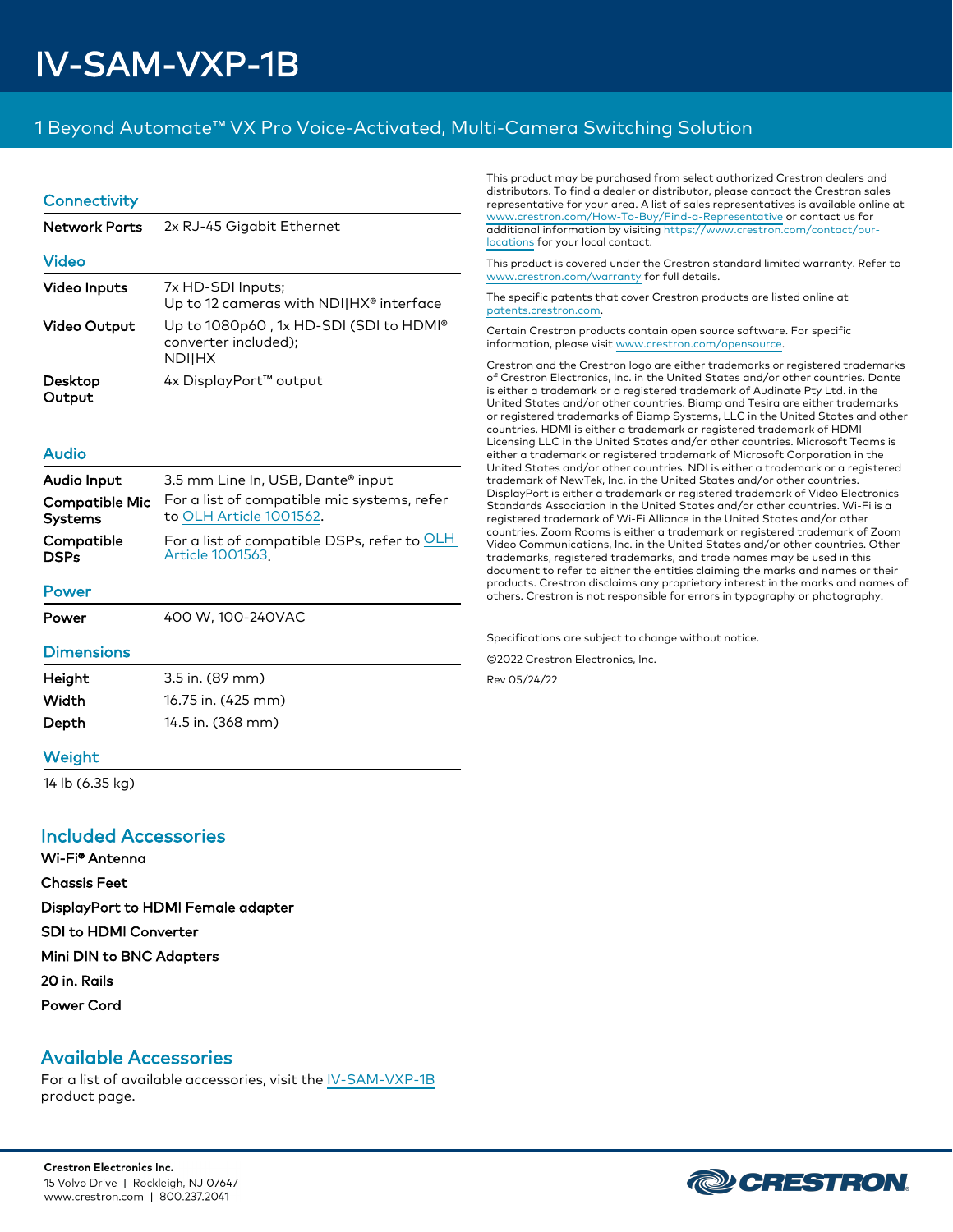# IV-SAM-VXP-1B

## 1 Beyond Automate™ VX Pro Voice-Activated, Multi-Camera Switching Solution

### Connectivity

| | |
|---|---|
| Network Ports | 2x RJ-45 Gigabit Ethernet |

### Video

| | |
|---|---|
| Video Inputs | 7x HD-SDI Inputs;<br>Up to 12 cameras with NDI\|HX® interface |
| Video Output | Up to 1080p60 , 1x HD-SDI (SDI to HDMI® converter included);<br>NDI\|HX |
| Desktop Output | 4x DisplayPort™ output |

### Audio

| | |
|---|---|
| Audio Input | 3.5 mm Line In, USB, Dante® input |
| Compatible Mic Systems | For a list of compatible mic systems, refer to OLH Article 1001562. |
| Compatible DSPs | For a list of compatible DSPs, refer to OLH Article 1001563. |

### Power

| | |
|---|---|
| Power | 400 W, 100-240VAC |

### Dimensions

| | |
|---|---|
| Height | 3.5 in. (89 mm) |
| Width | 16.75 in. (425 mm) |
| Depth | 14.5 in. (368 mm) |

### Weight

14 lb (6.35 kg)

## Included Accessories

**Wi-Fi® Antenna**

**Chassis Feet**

**DisplayPort to HDMI Female adapter**

**SDI to HDMI Converter**

**Mini DIN to BNC Adapters**

**20 in. Rails**

**Power Cord**

## Available Accessories

For a list of available accessories, visit the IV-SAM-VXP-1B product page.

This product may be purchased from select authorized Crestron dealers and distributors. To find a dealer or distributor, please contact the Crestron sales representative for your area. A list of sales representatives is available online at www.crestron.com/How-To-Buy/Find-a-Representative or contact us for additional information by visiting https://www.crestron.com/contact/our-locations for your local contact.

This product is covered under the Crestron standard limited warranty. Refer to www.crestron.com/warranty for full details.

The specific patents that cover Crestron products are listed online at patents.crestron.com.

Certain Crestron products contain open source software. For specific information, please visit www.crestron.com/opensource.

Crestron and the Crestron logo are either trademarks or registered trademarks of Crestron Electronics, Inc. in the United States and/or other countries. Dante is either a trademark or a registered trademark of Audinate Pty Ltd. in the United States and/or other countries. Biamp and Tesira are either trademarks or registered trademarks of Biamp Systems, LLC in the United States and other countries. HDMI is either a trademark or registered trademark of HDMI Licensing LLC in the United States and/or other countries. Microsoft Teams is either a trademark or registered trademark of Microsoft Corporation in the United States and/or other countries. NDI is either a trademark or a registered trademark of NewTek, Inc. in the United States and/or other countries. DisplayPort is either a trademark or registered trademark of Video Electronics Standards Association in the United States and/or other countries. Wi-Fi is a registered trademark of Wi-Fi Alliance in the United States and/or other countries. Zoom Rooms is either a trademark or registered trademark of Zoom Video Communications, Inc. in the United States and/or other countries. Other trademarks, registered trademarks, and trade names may be used in this document to refer to either the entities claiming the marks and names or their products. Crestron disclaims any proprietary interest in the marks and names of others. Crestron is not responsible for errors in typography or photography.

Specifications are subject to change without notice.

©2022 Crestron Electronics, Inc.

Rev 05/24/22

**Crestron Electronics Inc.**
15 Volvo Drive | Rockleigh, NJ 07647
www.crestron.com | 800.237.2041